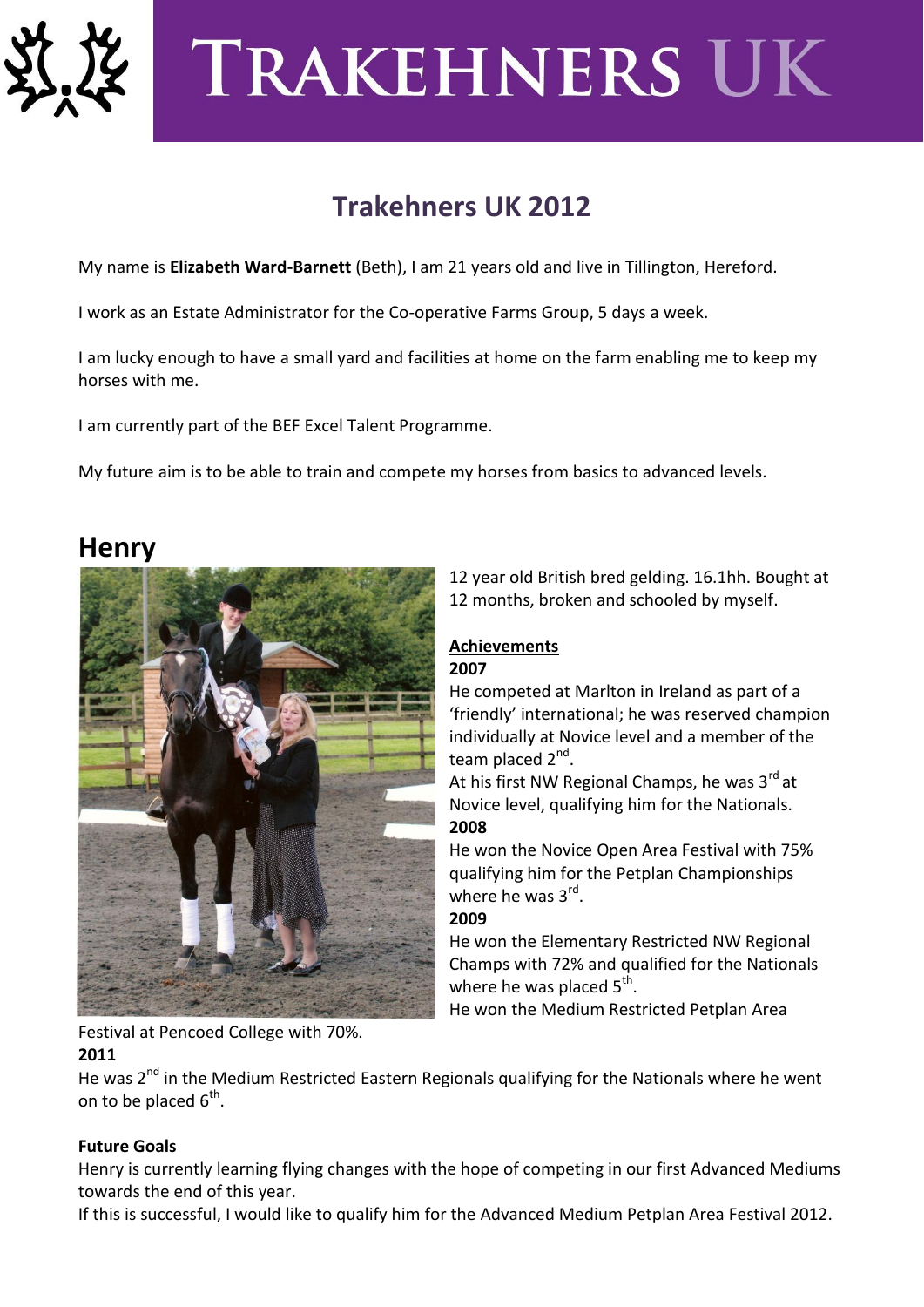# TRAKEHNERS UK

## Trakehners UK 2012

My name is **Elizabeth Ward-Barnett** (Beth), I am 21 years old and live in Tillington, Hereford.

I work as an Estate Administrator for the Co-operative Farms Group, 5 days a week.

I am lucky enough to have a small yard and facilities at home on the farm enabling me to keep my horses with me.

I am currently part of the BEF Excel Talent Programme.

My future aim is to be able to train and compete my horses from basics to advanced levels.

## Henry

12 year old British bred gelding. 16.1hh. Bought at 12 months, broken and schooled by myself.

**Achievements**

**2007**

He competed at Marlton in Ireland as part of a 'friendly' international; he was reserved champion individually at Novice level and a member of the team placed 2nd.

At his first NW Regional Champs, he was 3rd at Novice level, qualifying him for the Nationals.

**2008**

He won the Novice Open Area Festival with 75% qualifying him for the Petplan Championships where he was 3rd.

**2009**

He won the Elementary Restricted NW Regional Champs with 72% and qualified for the Nationals where he was placed 5th.

He won the Medium Restricted Petplan Area Festival at Pencoed College with 70%.

**2011**

He was 2nd in the Medium Restricted Eastern Regionals qualifying for the Nationals where he went on to be placed 6th.

**Future Goals**

Henry is currently learning flying changes with the hope of competing in our first Advanced Mediums towards the end of this year.

If this is successful, I would like to qualify him for the Advanced Medium Petplan Area Festival 2012.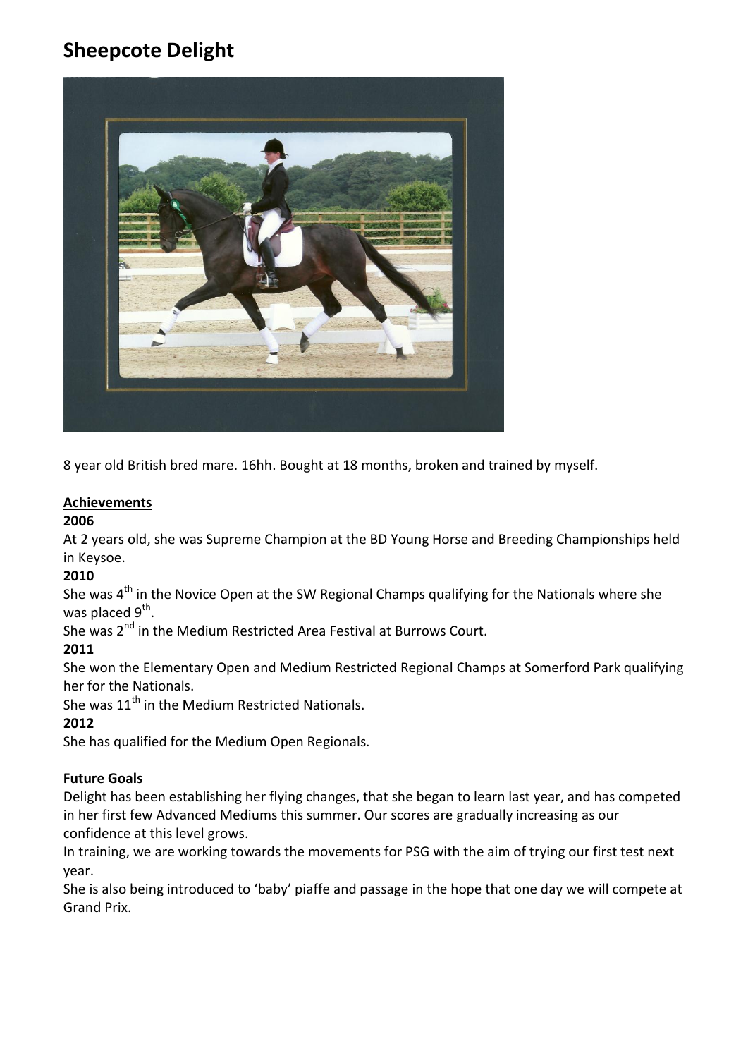# Sheepcote Delight

8 year old British bred mare. 16hh. Bought at 18 months, broken and trained by myself.

**Achievements**

**2006**

At 2 years old, she was Supreme Champion at the BD Young Horse and Breeding Championships held in Keysoe.

**2010**

She was 4th in the Novice Open at the SW Regional Champs qualifying for the Nationals where she was placed 9th.

She was 2nd in the Medium Restricted Area Festival at Burrows Court.

**2011**

She won the Elementary Open and Medium Restricted Regional Champs at Somerford Park qualifying her for the Nationals.

She was 11th in the Medium Restricted Nationals.

**2012**

She has qualified for the Medium Open Regionals.

**Future Goals**

Delight has been establishing her flying changes, that she began to learn last year, and has competed in her first few Advanced Mediums this summer. Our scores are gradually increasing as our confidence at this level grows.

In training, we are working towards the movements for PSG with the aim of trying our first test next year.

She is also being introduced to 'baby' piaffe and passage in the hope that one day we will compete at Grand Prix.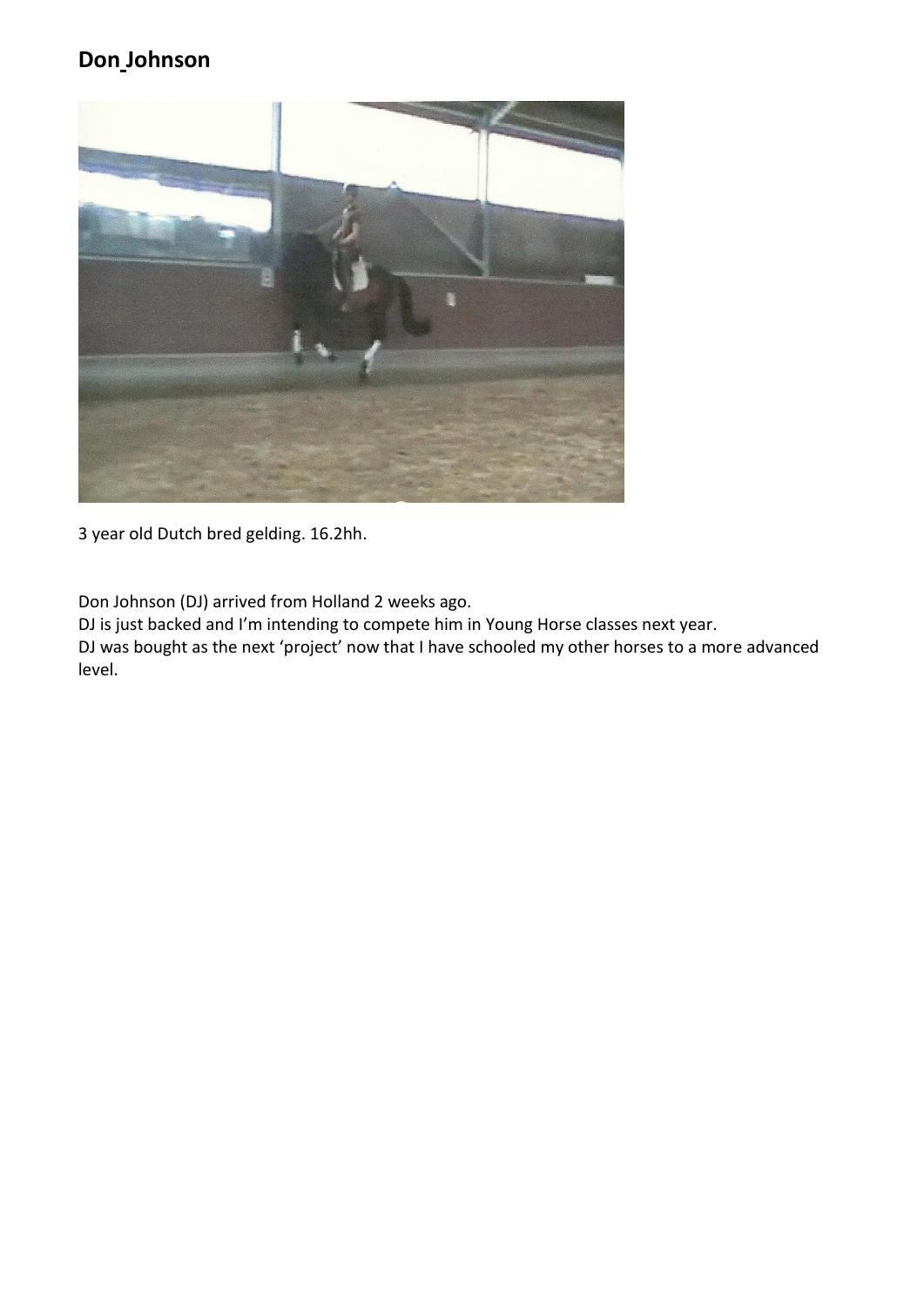## Don Johnson

3 year old Dutch bred gelding. 16.2hh.

Don Johnson (DJ) arrived from Holland 2 weeks ago.
DJ is just backed and I'm intending to compete him in Young Horse classes next year.
DJ was bought as the next 'project' now that I have schooled my other horses to a more advanced level.